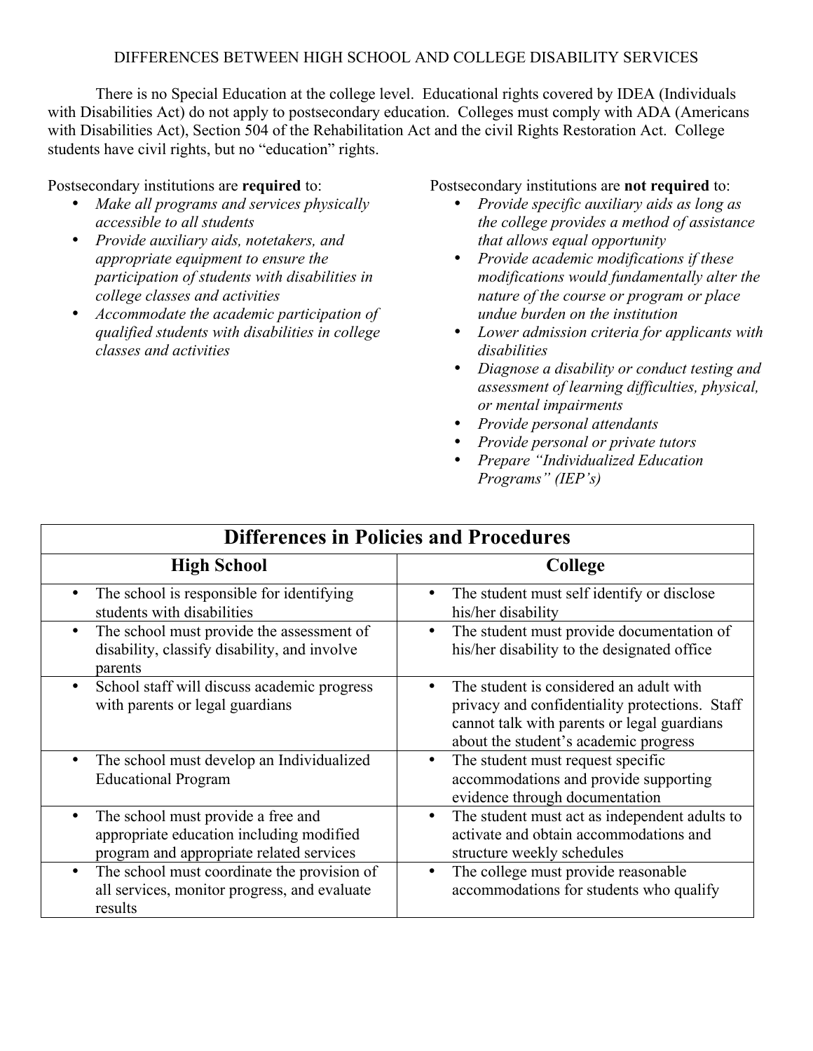# DIFFERENCES BETWEEN HIGH SCHOOL AND COLLEGE DISABILITY SERVICES

There is no Special Education at the college level. Educational rights covered by IDEA (Individuals with Disabilities Act) do not apply to postsecondary education. Colleges must comply with ADA (Americans with Disabilities Act), Section 504 of the Rehabilitation Act and the civil Rights Restoration Act. College students have civil rights, but no "education" rights.

Postsecondary institutions are **required** to:

- *Make all programs and services physically accessible to all students*
- *Provide auxiliary aids, notetakers, and appropriate equipment to ensure the participation of students with disabilities in college classes and activities*
- *Accommodate the academic participation of qualified students with disabilities in college classes and activities*

Postsecondary institutions are **not required** to:

- *Provide specific auxiliary aids as long as the college provides a method of assistance that allows equal opportunity*
- *Provide academic modifications if these modifications would fundamentally alter the nature of the course or program or place undue burden on the institution*
- *Lower admission criteria for applicants with disabilities*
- *Diagnose a disability or conduct testing and assessment of learning difficulties, physical, or mental impairments*
- *Provide personal attendants*
- *Provide personal or private tutors*
- *Prepare "Individualized Education Programs" (IEP's)*

## Differences in Policies and Procedures

| High School | College |
|---|---|
| • The school is responsible for identifying students with disabilities | • The student must self identify or disclose his/her disability |
| • The school must provide the assessment of disability, classify disability, and involve parents | • The student must provide documentation of his/her disability to the designated office |
| • School staff will discuss academic progress with parents or legal guardians | • The student is considered an adult with privacy and confidentiality protections. Staff cannot talk with parents or legal guardians about the student's academic progress |
| • The school must develop an Individualized Educational Program | • The student must request specific accommodations and provide supporting evidence through documentation |
| • The school must provide a free and appropriate education including modified program and appropriate related services | • The student must act as independent adults to activate and obtain accommodations and structure weekly schedules |
| • The school must coordinate the provision of all services, monitor progress, and evaluate results | • The college must provide reasonable accommodations for students who qualify |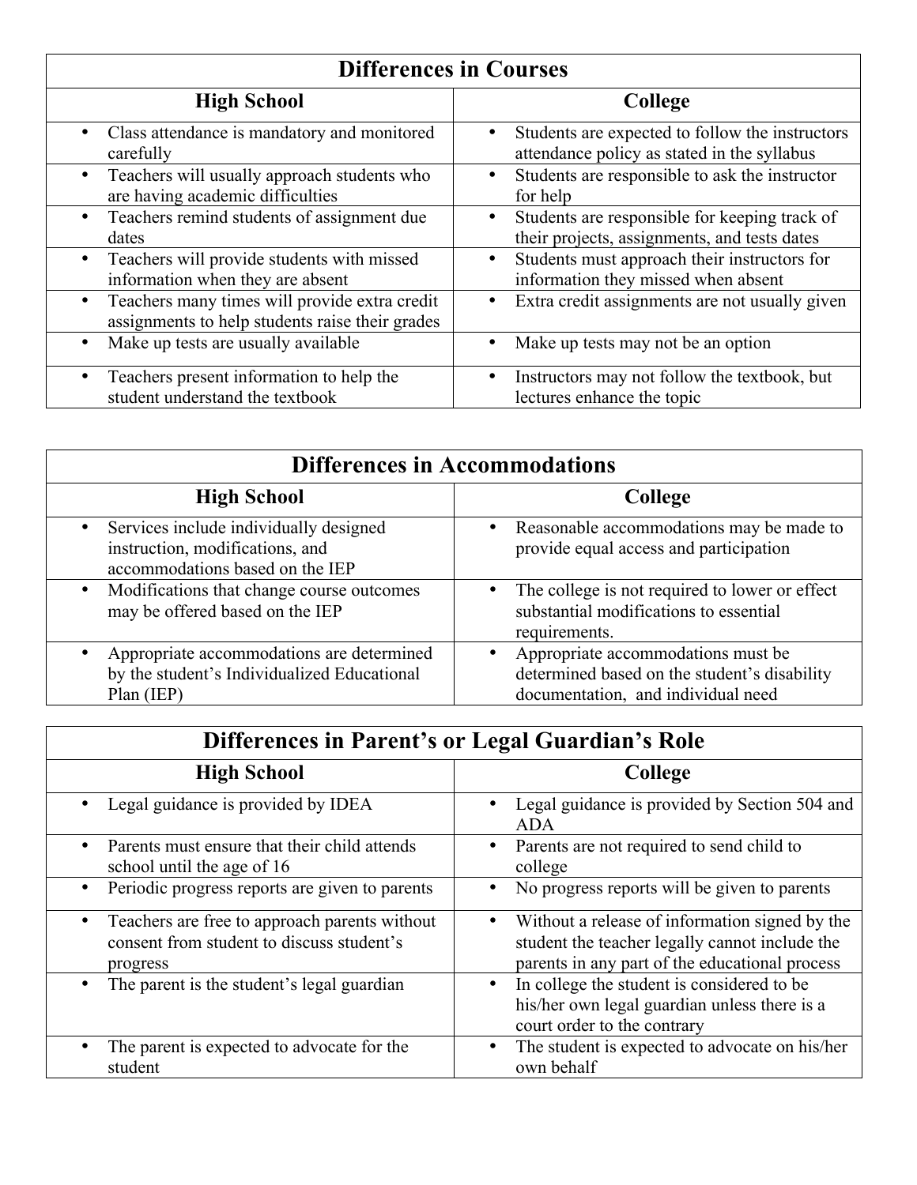## Differences in Courses

| High School | College |
|---|---|
| • Class attendance is mandatory and monitored carefully | • Students are expected to follow the instructors attendance policy as stated in the syllabus |
| • Teachers will usually approach students who are having academic difficulties | • Students are responsible to ask the instructor for help |
| • Teachers remind students of assignment due dates | • Students are responsible for keeping track of their projects, assignments, and tests dates |
| • Teachers will provide students with missed information when they are absent | • Students must approach their instructors for information they missed when absent |
| • Teachers many times will provide extra credit assignments to help students raise their grades | • Extra credit assignments are not usually given |
| • Make up tests are usually available | • Make up tests may not be an option |
| • Teachers present information to help the student understand the textbook | • Instructors may not follow the textbook, but lectures enhance the topic |

## Differences in Accommodations

| High School | College |
|---|---|
| • Services include individually designed instruction, modifications, and accommodations based on the IEP | • Reasonable accommodations may be made to provide equal access and participation |
| • Modifications that change course outcomes may be offered based on the IEP | • The college is not required to lower or effect substantial modifications to essential requirements. |
| • Appropriate accommodations are determined by the student's Individualized Educational Plan (IEP) | • Appropriate accommodations must be determined based on the student's disability documentation, and individual need |

## Differences in Parent's or Legal Guardian's Role

| High School | College |
|---|---|
| • Legal guidance is provided by IDEA | • Legal guidance is provided by Section 504 and ADA |
| • Parents must ensure that their child attends school until the age of 16 | • Parents are not required to send child to college |
| • Periodic progress reports are given to parents | • No progress reports will be given to parents |
| • Teachers are free to approach parents without consent from student to discuss student's progress | • Without a release of information signed by the student the teacher legally cannot include the parents in any part of the educational process |
| • The parent is the student's legal guardian | • In college the student is considered to be his/her own legal guardian unless there is a court order to the contrary |
| • The parent is expected to advocate for the student | • The student is expected to advocate on his/her own behalf |